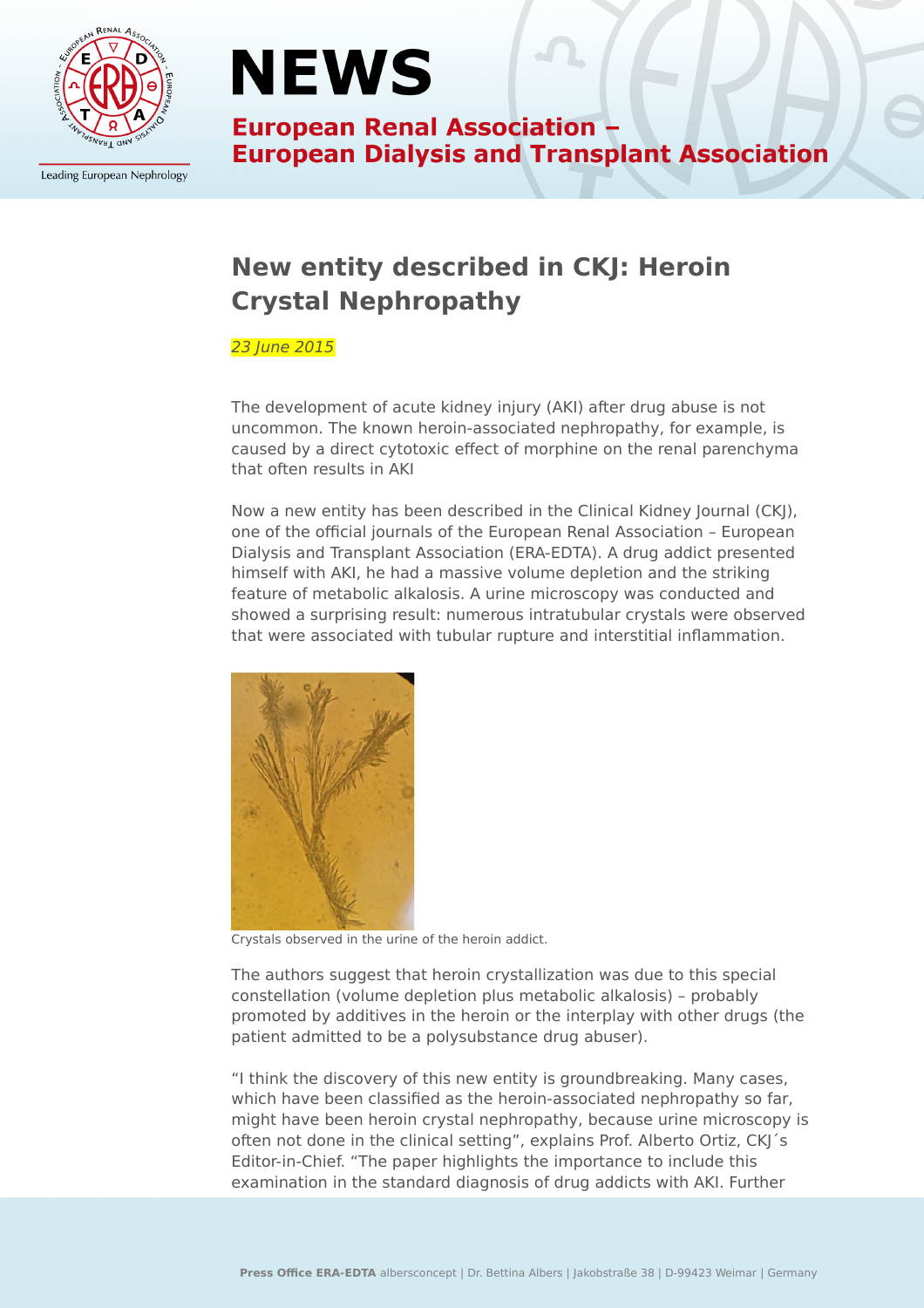# NEWS

**European Renal Association – European Dialysis and Transplant Association**

Leading European Nephrology

## New entity described in CKJ: Heroin Crystal Nephropathy

*23 June 2015*

The development of acute kidney injury (AKI) after drug abuse is not uncommon. The known heroin-associated nephropathy, for example, is caused by a direct cytotoxic effect of morphine on the renal parenchyma that often results in AKI

Now a new entity has been described in the Clinical Kidney Journal (CKJ), one of the official journals of the European Renal Association – European Dialysis and Transplant Association (ERA-EDTA). A drug addict presented himself with AKI, he had a massive volume depletion and the striking feature of metabolic alkalosis. A urine microscopy was conducted and showed a surprising result: numerous intratubular crystals were observed that were associated with tubular rupture and interstitial inflammation.

Crystals observed in the urine of the heroin addict.

The authors suggest that heroin crystallization was due to this special constellation (volume depletion plus metabolic alkalosis) – probably promoted by additives in the heroin or the interplay with other drugs (the patient admitted to be a polysubstance drug abuser).

“I think the discovery of this new entity is groundbreaking. Many cases, which have been classified as the heroin-associated nephropathy so far, might have been heroin crystal nephropathy, because urine microscopy is often not done in the clinical setting”, explains Prof. Alberto Ortiz, CKJ´s Editor-in-Chief. “The paper highlights the importance to include this examination in the standard diagnosis of drug addicts with AKI. Further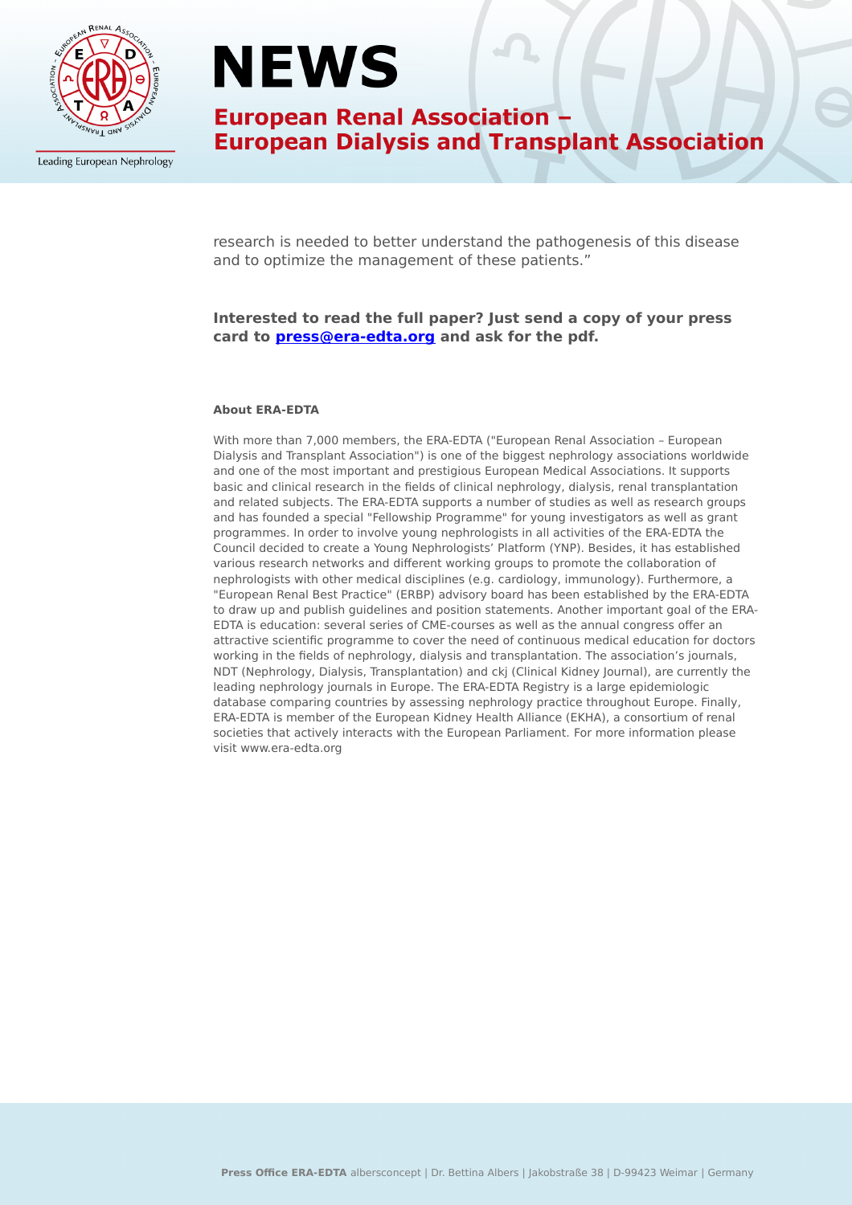research is needed to better understand the pathogenesis of this disease and to optimize the management of these patients."

**Interested to read the full paper? Just send a copy of your press card to press@era-edta.org and ask for the pdf.**

**About ERA-EDTA**

With more than 7,000 members, the ERA-EDTA ("European Renal Association – European Dialysis and Transplant Association") is one of the biggest nephrology associations worldwide and one of the most important and prestigious European Medical Associations. It supports basic and clinical research in the fields of clinical nephrology, dialysis, renal transplantation and related subjects. The ERA-EDTA supports a number of studies as well as research groups and has founded a special "Fellowship Programme" for young investigators as well as grant programmes. In order to involve young nephrologists in all activities of the ERA-EDTA the Council decided to create a Young Nephrologists' Platform (YNP). Besides, it has established various research networks and different working groups to promote the collaboration of nephrologists with other medical disciplines (e.g. cardiology, immunology). Furthermore, a "European Renal Best Practice" (ERBP) advisory board has been established by the ERA-EDTA to draw up and publish guidelines and position statements. Another important goal of the ERA-EDTA is education: several series of CME-courses as well as the annual congress offer an attractive scientific programme to cover the need of continuous medical education for doctors working in the fields of nephrology, dialysis and transplantation. The association's journals, NDT (Nephrology, Dialysis, Transplantation) and ckj (Clinical Kidney Journal), are currently the leading nephrology journals in Europe. The ERA-EDTA Registry is a large epidemiologic database comparing countries by assessing nephrology practice throughout Europe. Finally, ERA-EDTA is member of the European Kidney Health Alliance (EKHA), a consortium of renal societies that actively interacts with the European Parliament. For more information please visit www.era-edta.org

**Press Office ERA-EDTA** albersconcept | Dr. Bettina Albers | Jakobstraße 38 | D-99423 Weimar | Germany